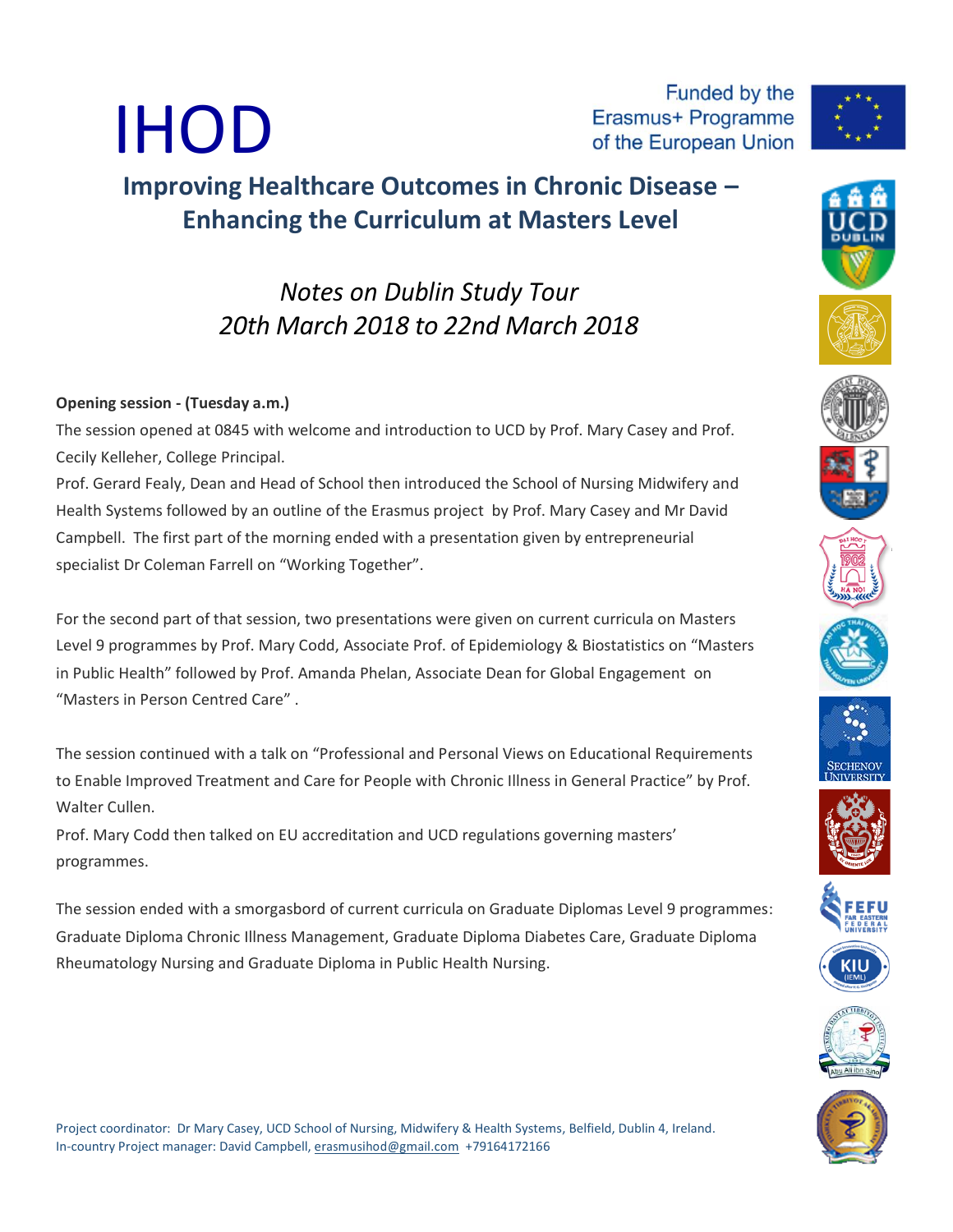# IHOD

Funded by the Erasmus+ Programme of the European Union

## Improving Healthcare Outcomes in Chronic Disease – Enhancing the Curriculum at Masters Level

### *Notes on Dublin Study Tour*
### *20th March 2018 to 22nd March 2018*

**Opening session - (Tuesday a.m.)**

The session opened at 0845 with welcome and introduction to UCD by Prof. Mary Casey and Prof. Cecily Kelleher, College Principal.

Prof. Gerard Fealy, Dean and Head of School then introduced the School of Nursing Midwifery and Health Systems followed by an outline of the Erasmus project by Prof. Mary Casey and Mr David Campbell. The first part of the morning ended with a presentation given by entrepreneurial specialist Dr Coleman Farrell on "Working Together".

For the second part of that session, two presentations were given on current curricula on Masters Level 9 programmes by Prof. Mary Codd, Associate Prof. of Epidemiology & Biostatistics on "Masters in Public Health" followed by Prof. Amanda Phelan, Associate Dean for Global Engagement on "Masters in Person Centred Care" .

The session continued with a talk on "Professional and Personal Views on Educational Requirements to Enable Improved Treatment and Care for People with Chronic Illness in General Practice" by Prof. Walter Cullen.

Prof. Mary Codd then talked on EU accreditation and UCD regulations governing masters' programmes.

The session ended with a smorgasbord of current curricula on Graduate Diplomas Level 9 programmes: Graduate Diploma Chronic Illness Management, Graduate Diploma Diabetes Care, Graduate Diploma Rheumatology Nursing and Graduate Diploma in Public Health Nursing.

Project coordinator: Dr Mary Casey, UCD School of Nursing, Midwifery & Health Systems, Belfield, Dublin 4, Ireland.
In-country Project manager: David Campbell, erasmusihod@gmail.com +79164172166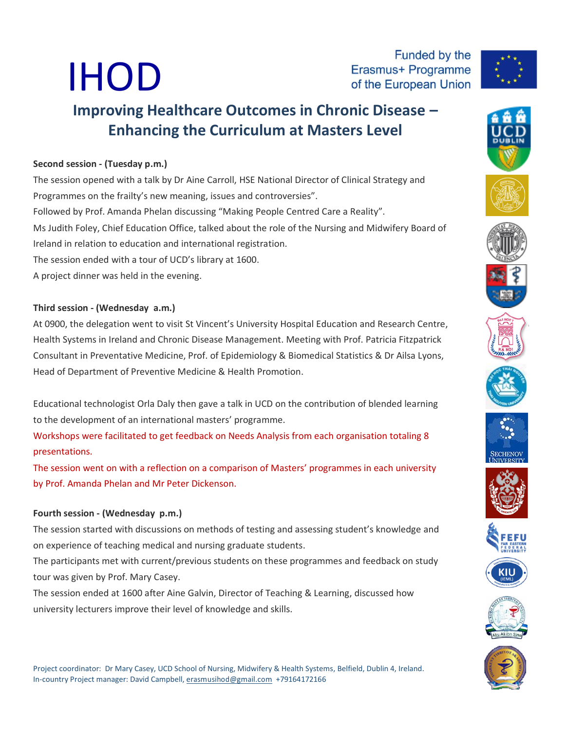# IHOD

Funded by the Erasmus+ Programme of the European Union

## Improving Healthcare Outcomes in Chronic Disease – Enhancing the Curriculum at Masters Level

**Second session - (Tuesday p.m.)**

The session opened with a talk by Dr Aine Carroll, HSE National Director of Clinical Strategy and Programmes on the frailty's new meaning, issues and controversies".
Followed by Prof. Amanda Phelan discussing "Making People Centred Care a Reality".
Ms Judith Foley, Chief Education Office, talked about the role of the Nursing and Midwifery Board of Ireland in relation to education and international registration.
The session ended with a tour of UCD's library at 1600.
A project dinner was held in the evening.

**Third session - (Wednesday a.m.)**

At 0900, the delegation went to visit St Vincent's University Hospital Education and Research Centre, Health Systems in Ireland and Chronic Disease Management. Meeting with Prof. Patricia Fitzpatrick Consultant in Preventative Medicine, Prof. of Epidemiology & Biomedical Statistics & Dr Ailsa Lyons, Head of Department of Preventive Medicine & Health Promotion.

Educational technologist Orla Daly then gave a talk in UCD on the contribution of blended learning to the development of an international masters' programme.
Workshops were facilitated to get feedback on Needs Analysis from each organisation totaling 8 presentations.
The session went on with a reflection on a comparison of Masters' programmes in each university by Prof. Amanda Phelan and Mr Peter Dickenson.

**Fourth session - (Wednesday p.m.)**

The session started with discussions on methods of testing and assessing student's knowledge and on experience of teaching medical and nursing graduate students.
The participants met with current/previous students on these programmes and feedback on study tour was given by Prof. Mary Casey.
The session ended at 1600 after Aine Galvin, Director of Teaching & Learning, discussed how university lecturers improve their level of knowledge and skills.

Project coordinator: Dr Mary Casey, UCD School of Nursing, Midwifery & Health Systems, Belfield, Dublin 4, Ireland.
In-country Project manager: David Campbell, erasmusihod@gmail.com +79164172166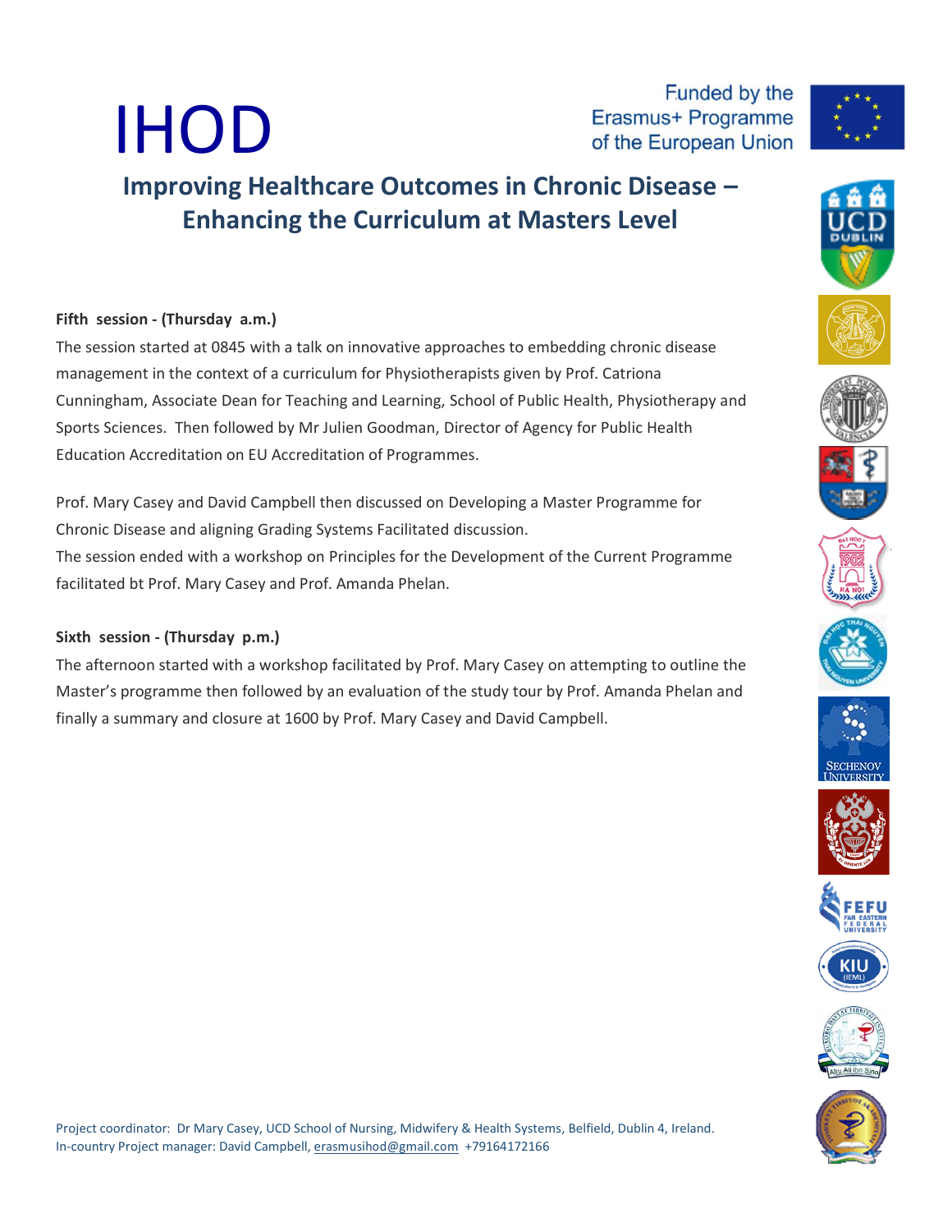# IHOD

Funded by the Erasmus+ Programme of the European Union

## Improving Healthcare Outcomes in Chronic Disease – Enhancing the Curriculum at Masters Level

**Fifth session - (Thursday a.m.)**

The session started at 0845 with a talk on innovative approaches to embedding chronic disease management in the context of a curriculum for Physiotherapists given by Prof. Catriona Cunningham, Associate Dean for Teaching and Learning, School of Public Health, Physiotherapy and Sports Sciences. Then followed by Mr Julien Goodman, Director of Agency for Public Health Education Accreditation on EU Accreditation of Programmes.

Prof. Mary Casey and David Campbell then discussed on Developing a Master Programme for Chronic Disease and aligning Grading Systems Facilitated discussion.

The session ended with a workshop on Principles for the Development of the Current Programme facilitated bt Prof. Mary Casey and Prof. Amanda Phelan.

**Sixth session - (Thursday p.m.)**

The afternoon started with a workshop facilitated by Prof. Mary Casey on attempting to outline the Master's programme then followed by an evaluation of the study tour by Prof. Amanda Phelan and finally a summary and closure at 1600 by Prof. Mary Casey and David Campbell.

Project coordinator: Dr Mary Casey, UCD School of Nursing, Midwifery & Health Systems, Belfield, Dublin 4, Ireland.
In-country Project manager: David Campbell, erasmusihod@gmail.com +79164172166